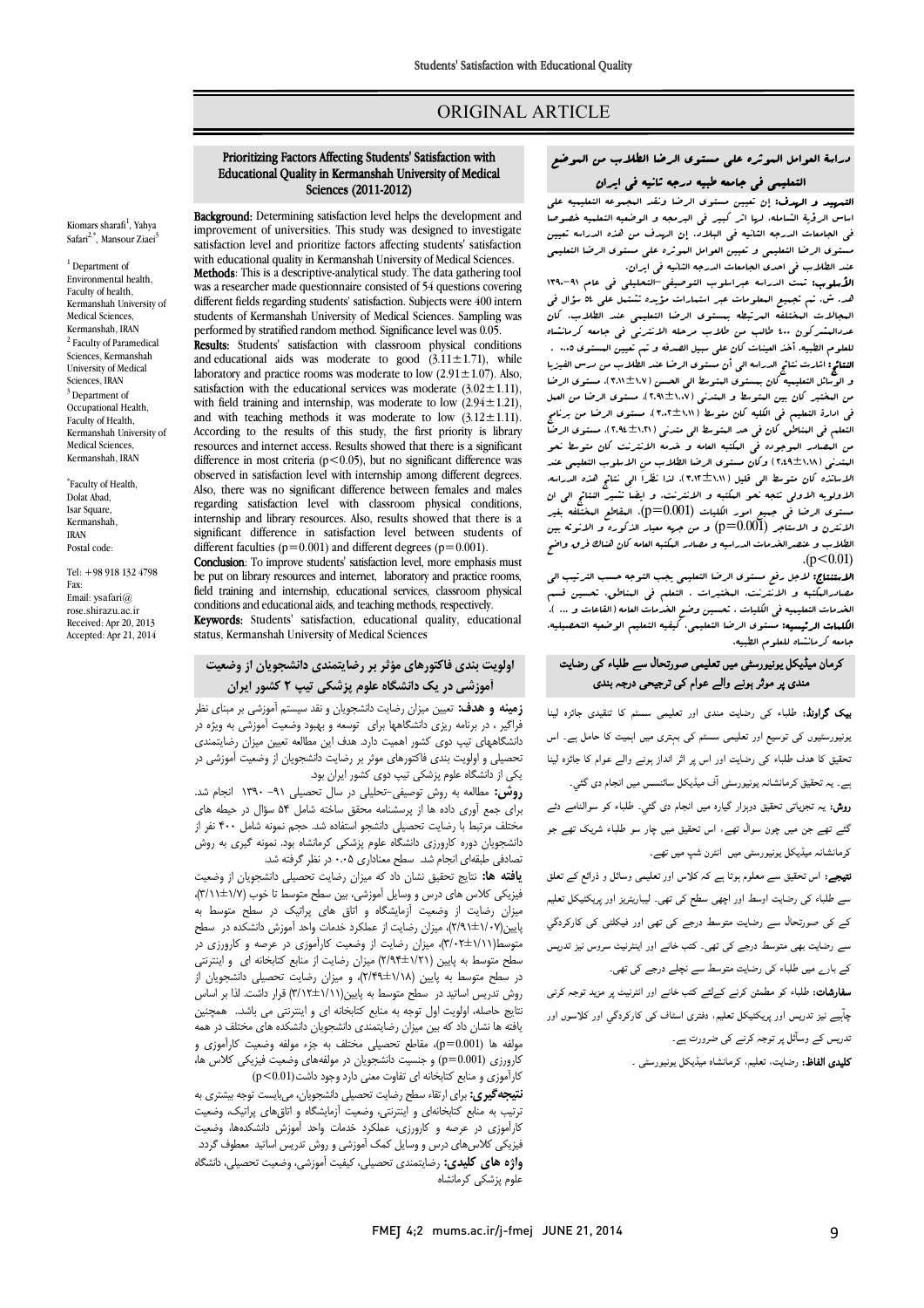ORIGINAL ARTICLE

# Prioritizing Factors Affecting Students' Satisfaction with Educational Quality in Kermanshah University of Medical Sciences (2011-2012)

Kiomars sharafi[1], Yahya Safari[2,*], Mansour Ziaei[3]

[1] Department of Environmental health, Faculty of health, Kermanshah University of Medical Sciences, Kermanshah, IRAN
[2] Faculty of Paramedical Sciences, Kermanshah University of Medical Sciences, IRAN
[3] Department of Occupational Health, Faculty of Health, Kermanshah University of Medical Sciences, Kermanshah, IRAN

[*]Faculty of Health, Dolat Abad, Isar Square, Kermanshah, IRAN
Postal code:

Tel: +98 918 132 4798
Fax:
Email: ysafari@rose.shirazu.ac.ir
Received: Apr 20, 2013
Accepted: Apr 21, 2014

**Background:** Determining satisfaction level helps the development and improvement of universities. This study was designed to investigate satisfaction level and prioritize factors affecting students' satisfaction with educational quality in Kermanshah University of Medical Sciences.

**Methods**: This is a descriptive-analytical study. The data gathering tool was a researcher made questionnaire consisted of 54 questions covering different fields regarding students' satisfaction. Subjects were 400 intern students of Kermanshah University of Medical Sciences. Sampling was performed by stratified random method. Significance level was 0.05.

**Results:** Students' satisfaction with classroom physical conditions and educational aids was moderate to good (3.11±1.71), while laboratory and practice rooms was moderate to low (2.91±1.07). Also, satisfaction with the educational services was moderate (3.02±1.11), with field training and internship, was moderate to low (2.94±1.21), and with teaching methods it was moderate to low (3.12±1.11). According to the results of this study, the first priority is library resources and internet access. Results showed that there is a significant difference in most criteria ($p<0.05$), but no significant difference was observed in satisfaction level with internship among different degrees. Also, there was no significant difference between females and males regarding satisfaction level with classroom physical conditions, internship and library resources. Also, results showed that there is a significant difference in satisfaction level between students of different faculties ($p=0.001$) and different degrees ($p=0.001$).

**Conclusion**: To improve students' satisfaction level, more emphasis must be put on library resources and internet, laboratory and practice rooms, field training and internship, educational services, classroom physical conditions and educational aids, and teaching methods, respectively.

**Keywords:** Students' satisfaction, educational quality, educational status, Kermanshah University of Medical Sciences

## اولویت بندی فاکتورهای مؤثر بر رضایتمندی دانشجویان از وضعیت آموزشی در یک دانشگاه علوم پزشکی تیپ ۲ کشور ایران

**زمینه و هدف:** تعیین میزان رضایت دانشجویان و نقد سیستم آموزشی بر مبنای نظر فراگیر ، در برنامه ریزی دانشگاهها برای توسعه و بهبود وضعیت آموزشی به ویژه در دانشگاههای تیپ دوی کشور اهمیت دارد. هدف این مطالعه تعیین میزان رضایتمندی تحصیلی و اولویت بندی فاکتورهای موثر بر رضایت دانشجویان از وضعیت آموزشی در یکی از دانشگاه علوم پزشکی تیپ دوی کشور ایران بود.

**روش:** مطالعه به روش توصیفی-تحلیلی در سال تحصیلی ۹۱- ۱۳۹۰ انجام شد. برای جمع آوری داده ها از پرسشنامه محقق ساخته شامل ۵۴ سؤال در حیطه های مختلف مرتبط با رضایت تحصیلی دانشجو استفاده شد. حجم نمونه شامل ۴۰۰ نفر از دانشجویان دوره کارورزی دانشگاه علوم پزشکی کرمانشاه بود. نمونه گیری به روش تصادفی طبقه‌ای انجام شد. سطح معناداری ۰.۰۵ در نظر گرفته شد.

**یافته ها:** نتایج تحقیق نشان داد که میزان رضایت تحصیلی دانشجویان از وضعیت فیزیکی کلاس های درس و وسایل آموزشی، بین سطح متوسط تا خوب (۳/۱۱±۱/۷)، میزان رضایت از وضعیت آزمایشگاه و اتاق های پراتیک در سطح متوسط به پایین(۲/۹۱±۱/۰۷)، میزان رضایت از عملکرد خدمات واحد آموزش دانشکده در سطح متوسط(۳/۰۲±۱/۱۱)، میزان رضایت از وضعیت کارآموزی در عرصه و کارورزی در سطح متوسط به پایین (۲/۹۴±۱/۲۱) میزان رضایت از منابع کتابخانه ای و اینترنتی در سطح متوسط به پایین (۲/۴۹±۱/۱۸)، و میزان رضایت تحصیلی دانشجویان از روش تدریس اساتید در سطح متوسط به پایین(۳/۱۲±۱/۱۱) قرار داشت. لذا بر اساس نتایج حاصله، اولویت اول توجه به منابع کتابخانه ای و اینترنتی می باشد. همچنین یافته ها نشان داد که بین میزان رضایتمندی دانشجویان دانشکده های مختلف در همه مولفه ها (p=0.001)، مقاطع تحصیلی مختلف به جزء مولفه وضعیت کارآموزی و کارورزی (p=0.001) و جنسیت دانشجویان در مولفه‌های وضعیت فیزیکی کلاس ها، کارآموزی و منابع کتابخانه ای تفاوت معنی دارد وجود داشت(p<0.01)

**نتیجه‌گیری:** برای ارتقاء سطح رضایت تحصیلی دانشجویان، می‌بایست توجه بیشتری به ترتیب به منابع کتابخانه‌ای و اینترنتی، وضعیت آزمایشگاه و اتاق‌های پراتیک، وضعیت کارآموزی در عرصه و کارورزی، عملکرد خدمات واحد آموزش دانشکده‌ها، وضعیت فیزیکی کلاس‌های درس و وسایل کمک آموزشی و روش تدریس اساتید معطوف گردد.

**واژه های کلیدی:** رضایتمندی تحصیلی، کیفیت آموزشی، وضعیت تحصیلی، دانشگاه علوم پزشکی کرمانشاه

## دراسة العوامل الموثرة علی مستوی الرضا الطلاب من الوضع التعليمی فی جامعه طبیه درجه ثانیه فی ایران

**التمهید و الهدف:** إن تعیین مستوی الرضا ونقد المجموعه التعلیمیه علی اساس الرؤیة الشاملة، لها اثر کبیر فی البرمجه و الوضعیه التعلیمیه خصوصاً فی الجامعات الدرجه الثانیه فی البلاد. إن الهدف من هذه الدراسه تعیین مستوی الرضا التعلیمی و تعیین العوامل الموثره علی مستوی الرضا التعلیمی عند الطلاب فی احدی الجامعات الدرجه الثانیه فی ایران.

**الأسلوب:** تمت الدراسه عبراسلوب التوصیفی-التحلیلی فی عام ۹۱-۱۳۹۰ هـ. ش. تم تجمیع المعلومات عبر استمارات مؤیده تشتمل علی ۵۴ سؤال فی المجالات المختلفه المرتبطه بمستوی الرضا التعلیمی عند الطلاب. کان عددالمشترکون ۴۰۰ طالب من طلاب مرحله الانترنی فی جامعه کرمانشاه للعلوم الطبیه. أخذ العینات کان علی سبیل الصدفه و تم تعیین المستوی ۰.۰۵ .

**النتائج:** اشارت نتائج الدراسه الی أن مستوی الرضا عند الطلاب من درس الفیزیا و الوسائل التعلیمیه کان بمستوی المتوسط الی الحسن (۳.۱۱±۱.۷)، مستوی الرضا من المختبر کان بین المتوسط و المتدنی (۲.۹۱±۱.۰۷)، مستوی الرضا من العمل فی ادارة التعلیم فی الکلیه کان متوسط (۳.۰۲±۱.۱۱)، مستوی الرضا من برنامج التعلم فی المناطق کان فی حد المتوسط الی متدنی (۲.۹۴±۱.۲۱)، مستوی الرضا من المصادر الموجوده فی المکتبه العامه و خدمه الانترنت کان متوسط نحو المتدنی (۲.۴۹±۱.۱۸) وکان مستوی الرضا الطلاب من الاسلوب التعلیمی عند الاساتذه کان متوسط الی قلیل (۳.۱۲±۱.۱۱). لذا نظراً الی نتائج هذه الدراسه، الاولویه الاولی تتجه نحو المکتبه و الانترنت. و ایضا تشیر النتائج الی ان مستوی الرضا فی جمیع امور الکلیات (p=0.001)، المقاطع المختلفه بغیر الانترن و الاستاجر (p=0.001) و من جهه معیار الذکوره و الانوثه بین الطلاب و عنصرالخدمات الدراسیه و مصادر المکتبه العامه کان هناک فرق واضح (p<0.01).

**الاستنتاج:** لاجل رفع مستوی الرضا التعلیمی یجب التوجه حسب الترتیب الی مصادرالمکتبه و الانترنت، المختبرات ، التعلم فی المناطق. تحسین قسم الخدمات التعلیمیه فی الکلیات ، تحسین وضع الخدمات العامه (القاعات و ... ).

**الکلمات الرئیسیه:** مستوی الرضا التعلیمی، کیفیه التعلیم الوضعیه التحصیلیه، جامعه کرمانشاه للعلوم الطبیه.

## کرمان میڈیکل یونیورسٹی میں تعلیمی صورتحال سے طلباء کی رضایت مندی پر موثر ہونے والے عوامل کی ترجیحی درجہ بندی

**بیک گراونڈ:** طلباء کی رضایت مندی اور تعلیمی سسٹم کا تنقیدی جائزہ لینا یونیورسٹیوں کی توسیع اور تعلیمی سسٹم کی بہتری میں اہمیت کا حامل ہے۔ اس تحقیق کا ھدف طلباء کی رضایت اور اس پر اثر انداز ہونے والے عوامل کا جائزہ لینا ہے۔ یہ تحقیق کرمانشاہ یونیورسٹی آف میڈیکل سائنسس میں انجام دی گئي۔

**روش:** یہ تجزیاتی تحقیق دوہزار گیارہ میں انجام دی گئي۔ طلباء کو سوالنامے دئے گئے تھے جن میں چون سوال تھے، اس تحقیق میں چار سو طلباء شریک تھے جو کرمانشاہ میڈیکل یونیورسٹی میں انٹرن شپ میں تھے۔

**نتیجے:** اس تحقیق سے معلوم ہوتا ہے کہ کلاس اور تعلیمی وسائل و ذرائع کے تعلق سے طلباء کی رضایت اوسط اور اچھی سطح کی تھی۔ لیباریٹری اور پریکٹیکل تعلیم کے کی صورتحال سے رضایت متوسط درجے کی تھی اور فیکلٹی کی کارکردگي سے رضایت بھی متوسط درجے کی تھی۔ کتب خانے اور اینٹرنیٹ سروس نیز تدریس کے بارے میں طلباء کی رضایت متوسط سے نچلے درجے کی تھی۔

**سفارشات:** طلباء کو مطمئن کرنے کےلئے کتب خانے اور انٹرنیٹ پر مزید توجہ کرنی چاہیے نیز تدریس اور پریکٹیکل تعلیم، دفتری اسٹاف کی کارکردگي اور کلاسوں اور تدریس کے وسائل پر توجہ کرنے کی ضرورت ہے۔

**کلیدی الفاظ:** رضایت، تعلیم، کرمانشاہ میڈیکل یونیورسٹی ۔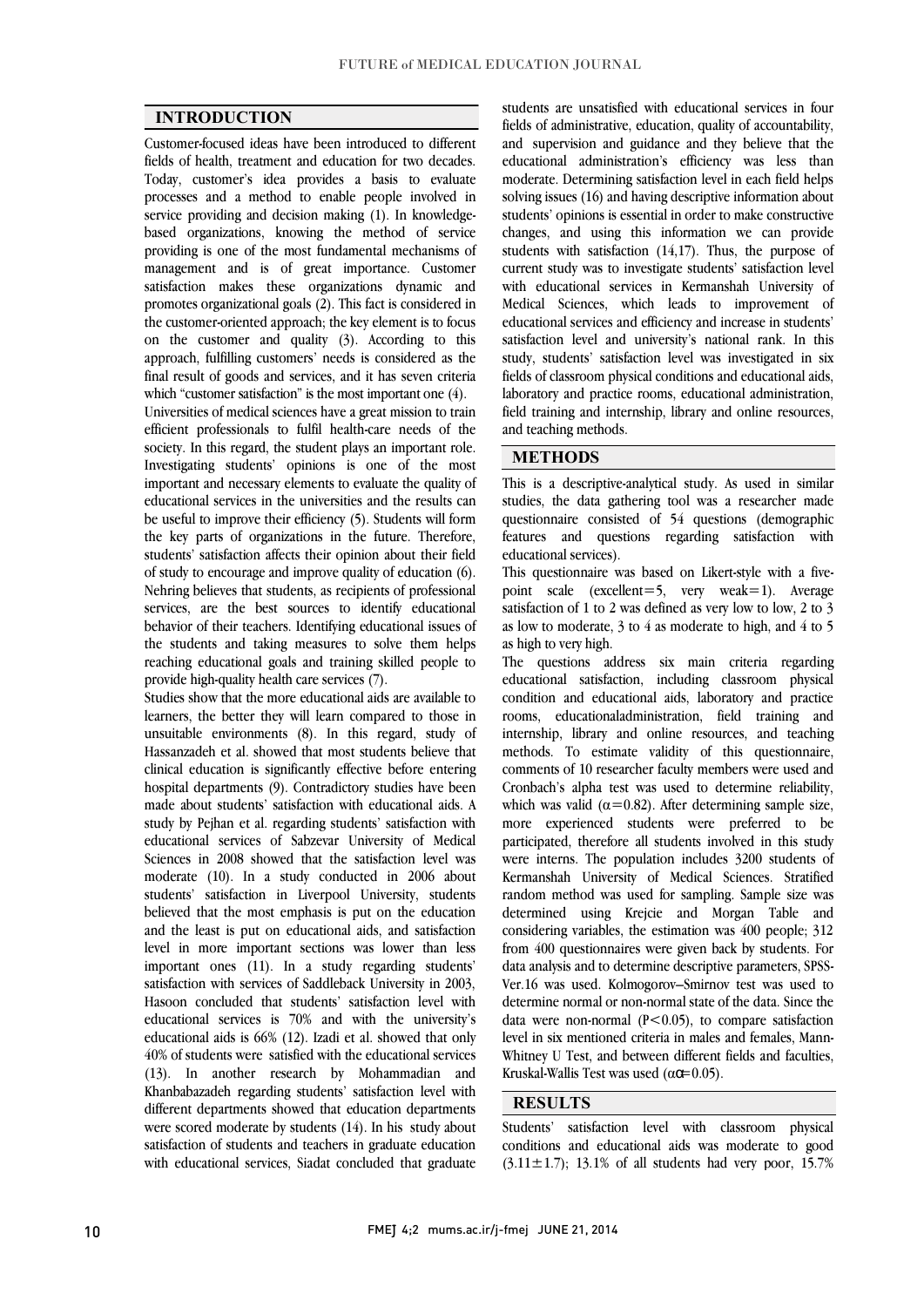## INTRODUCTION

Customer-focused ideas have been introduced to different fields of health, treatment and education for two decades. Today, customer's idea provides a basis to evaluate processes and a method to enable people involved in service providing and decision making (1). In knowledge-based organizations, knowing the method of service providing is one of the most fundamental mechanisms of management and is of great importance. Customer satisfaction makes these organizations dynamic and promotes organizational goals (2). This fact is considered in the customer-oriented approach; the key element is to focus on the customer and quality (3). According to this approach, fulfilling customers' needs is considered as the final result of goods and services, and it has seven criteria which "customer satisfaction" is the most important one (4).

Universities of medical sciences have a great mission to train efficient professionals to fulfil health-care needs of the society. In this regard, the student plays an important role. Investigating students' opinions is one of the most important and necessary elements to evaluate the quality of educational services in the universities and the results can be useful to improve their efficiency (5). Students will form the key parts of organizations in the future. Therefore, students' satisfaction affects their opinion about their field of study to encourage and improve quality of education (6). Nehring believes that students, as recipients of professional services, are the best sources to identify educational behavior of their teachers. Identifying educational issues of the students and taking measures to solve them helps reaching educational goals and training skilled people to provide high-quality health care services (7).

Studies show that the more educational aids are available to learners, the better they will learn compared to those in unsuitable environments (8). In this regard, study of Hassanzadeh et al. showed that most students believe that clinical education is significantly effective before entering hospital departments (9). Contradictory studies have been made about students' satisfaction with educational aids. A study by Pejhan et al. regarding students' satisfaction with educational services of Sabzevar University of Medical Sciences in 2008 showed that the satisfaction level was moderate (10). In a study conducted in 2006 about students' satisfaction in Liverpool University, students believed that the most emphasis is put on the education and the least is put on educational aids, and satisfaction level in more important sections was lower than less important ones (11). In a study regarding students' satisfaction with services of Saddleback University in 2003, Hasoon concluded that students' satisfaction level with educational services is 70% and with the university's educational aids is 66% (12). Izadi et al. showed that only 40% of students were satisfied with the educational services (13). In another research by Mohammadian and Khanbabazadeh regarding students' satisfaction level with different departments showed that education departments were scored moderate by students (14). In his study about satisfaction of students and teachers in graduate education with educational services, Siadat concluded that graduate students are unsatisfied with educational services in four fields of administrative, education, quality of accountability, and supervision and guidance and they believe that the educational administration's efficiency was less than moderate. Determining satisfaction level in each field helps solving issues (16) and having descriptive information about students' opinions is essential in order to make constructive changes, and using this information we can provide students with satisfaction (14,17). Thus, the purpose of current study was to investigate students' satisfaction level with educational services in Kermanshah University of Medical Sciences, which leads to improvement of educational services and efficiency and increase in students' satisfaction level and university's national rank. In this study, students' satisfaction level was investigated in six fields of classroom physical conditions and educational aids, laboratory and practice rooms, educational administration, field training and internship, library and online resources, and teaching methods.

## METHODS

This is a descriptive-analytical study. As used in similar studies, the data gathering tool was a researcher made questionnaire consisted of 54 questions (demographic features and questions regarding satisfaction with educational services).

This questionnaire was based on Likert-style with a five-point scale (excellent=5, very weak=1). Average satisfaction of 1 to 2 was defined as very low to low, 2 to 3 as low to moderate, 3 to 4 as moderate to high, and 4 to 5 as high to very high.

The questions address six main criteria regarding educational satisfaction, including classroom physical condition and educational aids, laboratory and practice rooms, educationaladministration, field training and internship, library and online resources, and teaching methods. To estimate validity of this questionnaire, comments of 10 researcher faculty members were used and Cronbach's alpha test was used to determine reliability, which was valid ($\alpha$=0.82). After determining sample size, more experienced students were preferred to be participated, therefore all students involved in this study were interns. The population includes 3200 students of Kermanshah University of Medical Sciences. Stratified random method was used for sampling. Sample size was determined using Krejcie and Morgan Table and considering variables, the estimation was 400 people; 312 from 400 questionnaires were given back by students. For data analysis and to determine descriptive parameters, SPSS-Ver.16 was used. Kolmogorov–Smirnov test was used to determine normal or non-normal state of the data. Since the data were non-normal ($P<0.05$), to compare satisfaction level in six mentioned criteria in males and females, Mann-Whitney U Test, and between different fields and faculties, Kruskal-Wallis Test was used ($\alpha\alpha$=0.05).

## RESULTS

Students' satisfaction level with classroom physical conditions and educational aids was moderate to good (3.11±1.7); 13.1% of all students had very poor, 15.7%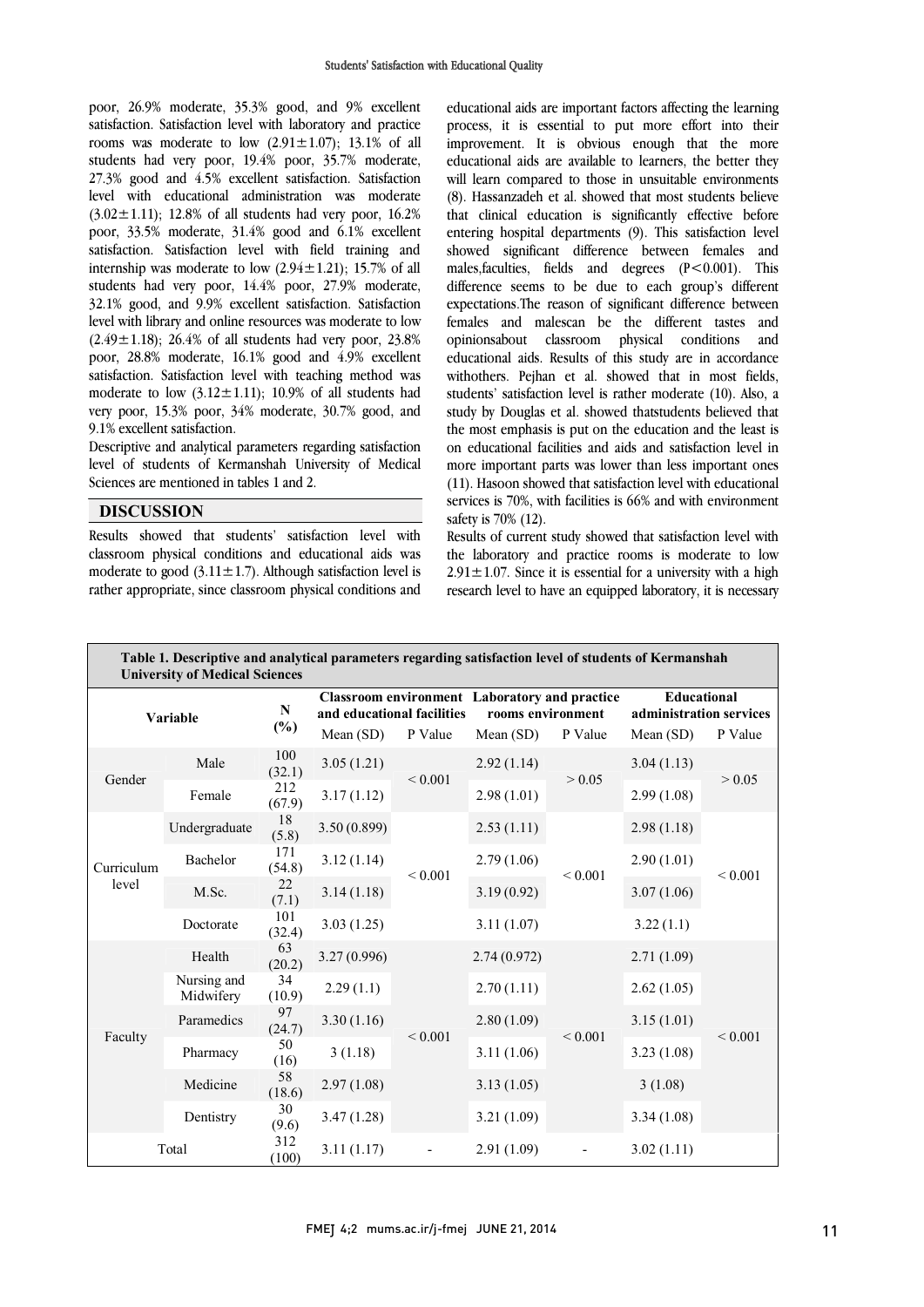poor, 26.9% moderate, 35.3% good, and 9% excellent satisfaction. Satisfaction level with laboratory and practice rooms was moderate to low (2.91±1.07); 13.1% of all students had very poor, 19.4% poor, 35.7% moderate, 27.3% good and 4.5% excellent satisfaction. Satisfaction level with educational administration was moderate (3.02±1.11); 12.8% of all students had very poor, 16.2% poor, 33.5% moderate, 31.4% good and 6.1% excellent satisfaction. Satisfaction level with field training and internship was moderate to low (2.94±1.21); 15.7% of all students had very poor, 14.4% poor, 27.9% moderate, 32.1% good, and 9.9% excellent satisfaction. Satisfaction level with library and online resources was moderate to low (2.49±1.18); 26.4% of all students had very poor, 23.8% poor, 28.8% moderate, 16.1% good and 4.9% excellent satisfaction. Satisfaction level with teaching method was moderate to low (3.12±1.11); 10.9% of all students had very poor, 15.3% poor, 34% moderate, 30.7% good, and 9.1% excellent satisfaction.

Descriptive and analytical parameters regarding satisfaction level of students of Kermanshah University of Medical Sciences are mentioned in tables 1 and 2.

## DISCUSSION

Results showed that students' satisfaction level with classroom physical conditions and educational aids was moderate to good (3.11±1.7). Although satisfaction level is rather appropriate, since classroom physical conditions and educational aids are important factors affecting the learning process, it is essential to put more effort into their improvement. It is obvious enough that the more educational aids are available to learners, the better they will learn compared to those in unsuitable environments (8). Hassanzadeh et al. showed that most students believe that clinical education is significantly effective before entering hospital departments (9). This satisfaction level showed significant difference between females and males,faculties, fields and degrees (P<0.001). This difference seems to be due to each group's different expectations.The reason of significant difference between females and malescan be the different tastes and opinionsabout classroom physical conditions and educational aids. Results of this study are in accordance withothers. Pejhan et al. showed that in most fields, students' satisfaction level is rather moderate (10). Also, a study by Douglas et al. showed thatstudents believed that the most emphasis is put on the education and the least is on educational facilities and aids and satisfaction level in more important parts was lower than less important ones (11). Hasoon showed that satisfaction level with educational services is 70%, with facilities is 66% and with environment safety is 70% (12).

Results of current study showed that satisfaction level with the laboratory and practice rooms is moderate to low 2.91±1.07. Since it is essential for a university with a high research level to have an equipped laboratory, it is necessary

**Table 1. Descriptive and analytical parameters regarding satisfaction level of students of Kermanshah University of Medical Sciences**

| Variable | | N (%) | Classroom environment and educational facilities | | Laboratory and practice rooms environment | | Educational administration services | |
|---|---|---|---|---|---|---|---|---|
| | | | Mean (SD) | P Value | Mean (SD) | P Value | Mean (SD) | P Value |
| Gender | Male | 100 (32.1) | 3.05 (1.21) | < 0.001 | 2.92 (1.14) | > 0.05 | 3.04 (1.13) | > 0.05 |
| | Female | 212 (67.9) | 3.17 (1.12) | | 2.98 (1.01) | | 2.99 (1.08) | |
| Curriculum level | Undergraduate | 18 (5.8) | 3.50 (0.899) | < 0.001 | 2.53 (1.11) | < 0.001 | 2.98 (1.18) | < 0.001 |
| | Bachelor | 171 (54.8) | 3.12 (1.14) | | 2.79 (1.06) | | 2.90 (1.01) | |
| | M.Sc. | 22 (7.1) | 3.14 (1.18) | | 3.19 (0.92) | | 3.07 (1.06) | |
| | Doctorate | 101 (32.4) | 3.03 (1.25) | | 3.11 (1.07) | | 3.22 (1.1) | |
| Faculty | Health | 63 (20.2) | 3.27 (0.996) | < 0.001 | 2.74 (0.972) | < 0.001 | 2.71 (1.09) | < 0.001 |
| | Nursing and Midwifery | 34 (10.9) | 2.29 (1.1) | | 2.70 (1.11) | | 2.62 (1.05) | |
| | Paramedics | 97 (24.7) | 3.30 (1.16) | | 2.80 (1.09) | | 3.15 (1.01) | |
| | Pharmacy | 50 (16) | 3 (1.18) | | 3.11 (1.06) | | 3.23 (1.08) | |
| | Medicine | 58 (18.6) | 2.97 (1.08) | | 3.13 (1.05) | | 3 (1.08) | |
| | Dentistry | 30 (9.6) | 3.47 (1.28) | | 3.21 (1.09) | | 3.34 (1.08) | |
| Total | | 312 (100) | 3.11 (1.17) | - | 2.91 (1.09) | - | 3.02 (1.11) | |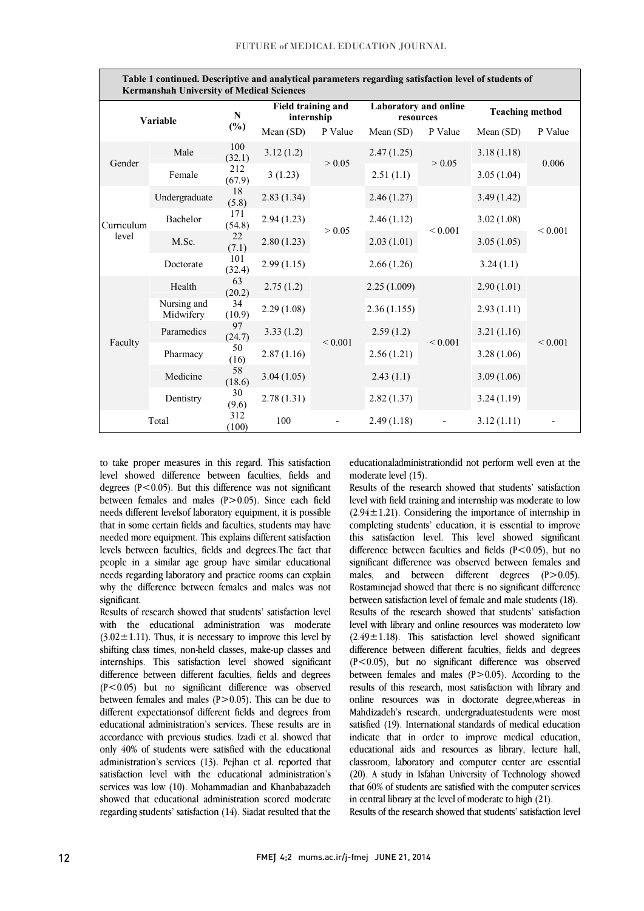**Table 1 continued. Descriptive and analytical parameters regarding satisfaction level of students of Kermanshah University of Medical Sciences**

| Variable | | N (%) | Field training and internship | | Laboratory and online resources | | Teaching method | |
|---|---|---|---|---|---|---|---|---|
| | | | Mean (SD) | P Value | Mean (SD) | P Value | Mean (SD) | P Value |
| Gender | Male | 100 (32.1) | 3.12 (1.2) | > 0.05 | 2.47 (1.25) | > 0.05 | 3.18 (1.18) | 0.006 |
| | Female | 212 (67.9) | 3 (1.23) | | 2.51 (1.1) | | 3.05 (1.04) | |
| Curriculum level | Undergraduate | 18 (5.8) | 2.83 (1.34) | > 0.05 | 2.46 (1.27) | < 0.001 | 3.49 (1.42) | < 0.001 |
| | Bachelor | 171 (54.8) | 2.94 (1.23) | | 2.46 (1.12) | | 3.02 (1.08) | |
| | M.Sc. | 22 (7.1) | 2.80 (1.23) | | 2.03 (1.01) | | 3.05 (1.05) | |
| | Doctorate | 101 (32.4) | 2.99 (1.15) | | 2.66 (1.26) | | 3.24 (1.1) | |
| Faculty | Health | 63 (20.2) | 2.75 (1.2) | < 0.001 | 2.25 (1.009) | < 0.001 | 2.90 (1.01) | < 0.001 |
| | Nursing and Midwifery | 34 (10.9) | 2.29 (1.08) | | 2.36 (1.155) | | 2.93 (1.11) | |
| | Paramedics | 97 (24.7) | 3.33 (1.2) | | 2.59 (1.2) | | 3.21 (1.16) | |
| | Pharmacy | 50 (16) | 2.87 (1.16) | | 2.56 (1.21) | | 3.28 (1.06) | |
| | Medicine | 58 (18.6) | 3.04 (1.05) | | 2.43 (1.1) | | 3.09 (1.06) | |
| | Dentistry | 30 (9.6) | 2.78 (1.31) | | 2.82 (1.37) | | 3.24 (1.19) | |
| Total | | 312 (100) | 100 | - | 2.49 (1.18) | - | 3.12 (1.11) | - |

to take proper measures in this regard. This satisfaction level showed difference between faculties, fields and degrees (P<0.05). But this difference was not significant between females and males (P>0.05). Since each field needs different levelsof laboratory equipment, it is possible that in some certain fields and faculties, students may have needed more equipment. This explains different satisfaction levels between faculties, fields and degrees.The fact that people in a similar age group have similar educational needs regarding laboratory and practice rooms can explain why the difference between females and males was not significant.

Results of research showed that students' satisfaction level with the educational administration was moderate (3.02±1.11). Thus, it is necessary to improve this level by shifting class times, non-held classes, make-up classes and internships. This satisfaction level showed significant difference between different faculties, fields and degrees (P<0.05) but no significant difference was observed between females and males (P>0.05). This can be due to different expectationsof different fields and degrees from educational administration's services. These results are in accordance with previous studies. Izadi et al. showed that only 40% of students were satisfied with the educational administration's services (13). Pejhan et al. reported that satisfaction level with the educational administration's services was low (10). Mohammadian and Khanbabazadeh showed that educational administration scored moderate regarding students' satisfaction (14). Siadat resulted that the educationaladministrationdid not perform well even at the moderate level (15).

Results of the research showed that students' satisfaction level with field training and internship was moderate to low (2.94±1.21). Considering the importance of internship in completing students' education, it is essential to improve this satisfaction level. This level showed significant difference between faculties and fields (P<0.05), but no significant difference was observed between females and males, and between different degrees (P>0.05). Rostaminejad showed that there is no significant difference between satisfaction level of female and male students (18).

Results of the research showed that students' satisfaction level with library and online resources was moderateto low (2.49±1.18). This satisfaction level showed significant difference between different faculties, fields and degrees (P<0.05), but no significant difference was observed between females and males (P>0.05). According to the results of this research, most satisfaction with library and online resources was in doctorate degree,whereas in Mahdizadeh's research, undergraduatestudents were most satisfied (19). International standards of medical education indicate that in order to improve medical education, educational aids and resources as library, lecture hall, classroom, laboratory and computer center are essential (20). A study in Isfahan University of Technology showed that 60% of students are satisfied with the computer services in central library at the level of moderate to high (21).

Results of the research showed that students' satisfaction level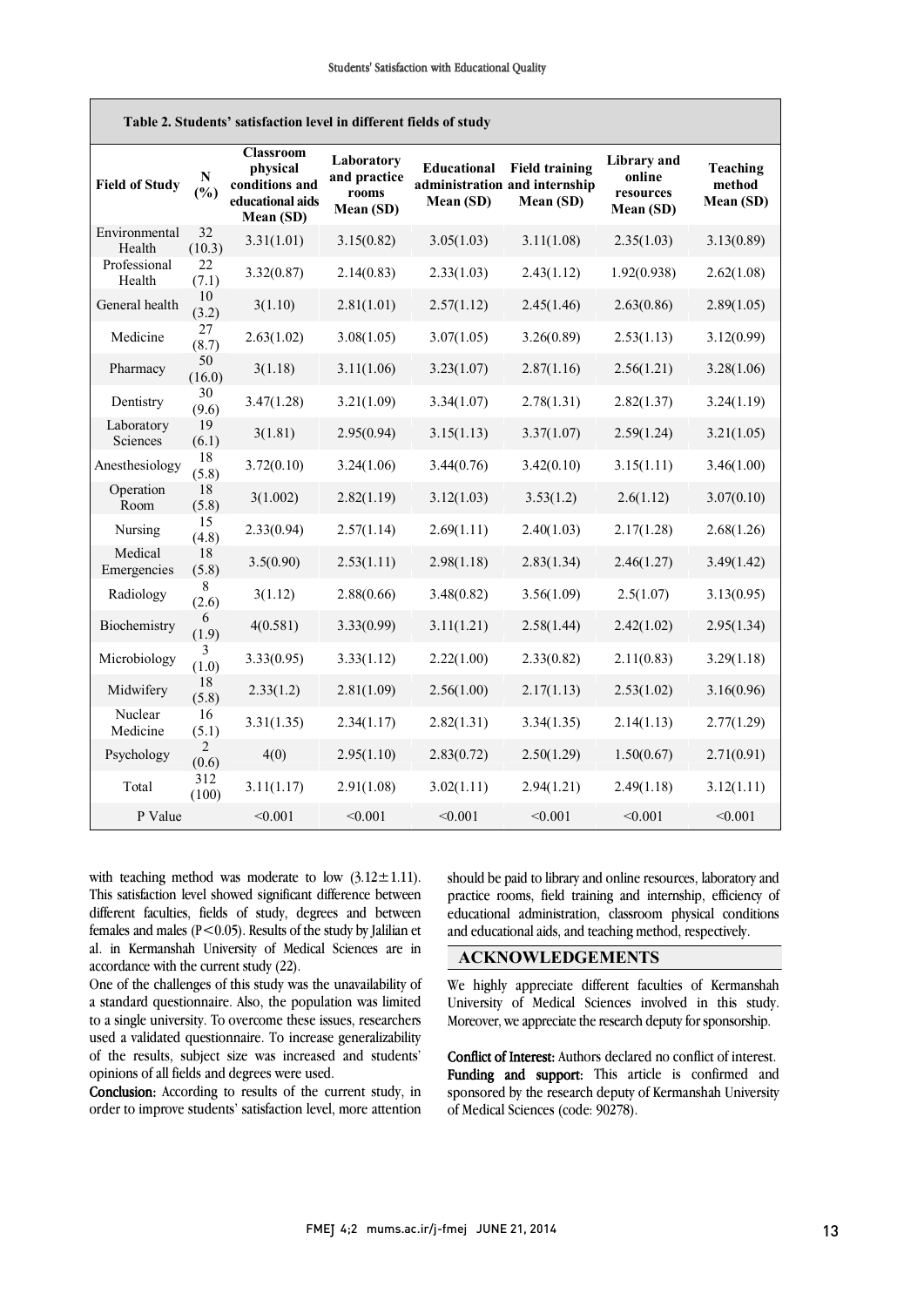**Table 2. Students' satisfaction level in different fields of study**

| Field of Study | N (%) | Classroom physical conditions and educational aids Mean (SD) | Laboratory and practice rooms Mean (SD) | Educational administration Mean (SD) | Field training and internship Mean (SD) | Library and online resources Mean (SD) | Teaching method Mean (SD) |
|---|---|---|---|---|---|---|---|
| Environmental Health | 32 (10.3) | 3.31(1.01) | 3.15(0.82) | 3.05(1.03) | 3.11(1.08) | 2.35(1.03) | 3.13(0.89) |
| Professional Health | 22 (7.1) | 3.32(0.87) | 2.14(0.83) | 2.33(1.03) | 2.43(1.12) | 1.92(0.938) | 2.62(1.08) |
| General health | 10 (3.2) | 3(1.10) | 2.81(1.01) | 2.57(1.12) | 2.45(1.46) | 2.63(0.86) | 2.89(1.05) |
| Medicine | 27 (8.7) | 2.63(1.02) | 3.08(1.05) | 3.07(1.05) | 3.26(0.89) | 2.53(1.13) | 3.12(0.99) |
| Pharmacy | 50 (16.0) | 3(1.18) | 3.11(1.06) | 3.23(1.07) | 2.87(1.16) | 2.56(1.21) | 3.28(1.06) |
| Dentistry | 30 (9.6) | 3.47(1.28) | 3.21(1.09) | 3.34(1.07) | 2.78(1.31) | 2.82(1.37) | 3.24(1.19) |
| Laboratory Sciences | 19 (6.1) | 3(1.81) | 2.95(0.94) | 3.15(1.13) | 3.37(1.07) | 2.59(1.24) | 3.21(1.05) |
| Anesthesiology | 18 (5.8) | 3.72(0.10) | 3.24(1.06) | 3.44(0.76) | 3.42(0.10) | 3.15(1.11) | 3.46(1.00) |
| Operation Room | 18 (5.8) | 3(1.002) | 2.82(1.19) | 3.12(1.03) | 3.53(1.2) | 2.6(1.12) | 3.07(0.10) |
| Nursing | 15 (4.8) | 2.33(0.94) | 2.57(1.14) | 2.69(1.11) | 2.40(1.03) | 2.17(1.28) | 2.68(1.26) |
| Medical Emergencies | 18 (5.8) | 3.5(0.90) | 2.53(1.11) | 2.98(1.18) | 2.83(1.34) | 2.46(1.27) | 3.49(1.42) |
| Radiology | 8 (2.6) | 3(1.12) | 2.88(0.66) | 3.48(0.82) | 3.56(1.09) | 2.5(1.07) | 3.13(0.95) |
| Biochemistry | 6 (1.9) | 4(0.581) | 3.33(0.99) | 3.11(1.21) | 2.58(1.44) | 2.42(1.02) | 2.95(1.34) |
| Microbiology | 3 (1.0) | 3.33(0.95) | 3.33(1.12) | 2.22(1.00) | 2.33(0.82) | 2.11(0.83) | 3.29(1.18) |
| Midwifery | 18 (5.8) | 2.33(1.2) | 2.81(1.09) | 2.56(1.00) | 2.17(1.13) | 2.53(1.02) | 3.16(0.96) |
| Nuclear Medicine | 16 (5.1) | 3.31(1.35) | 2.34(1.17) | 2.82(1.31) | 3.34(1.35) | 2.14(1.13) | 2.77(1.29) |
| Psychology | 2 (0.6) | 4(0) | 2.95(1.10) | 2.83(0.72) | 2.50(1.29) | 1.50(0.67) | 2.71(0.91) |
| Total | 312 (100) | 3.11(1.17) | 2.91(1.08) | 3.02(1.11) | 2.94(1.21) | 2.49(1.18) | 3.12(1.11) |
| P Value | | <0.001 | <0.001 | <0.001 | <0.001 | <0.001 | <0.001 |

with teaching method was moderate to low (3.12±1.11). This satisfaction level showed significant difference between different faculties, fields of study, degrees and between females and males ($P<0.05$). Results of the study by Jalilian et al. in Kermanshah University of Medical Sciences are in accordance with the current study (22).

One of the challenges of this study was the unavailability of a standard questionnaire. Also, the population was limited to a single university. To overcome these issues, researchers used a validated questionnaire. To increase generalizability of the results, subject size was increased and students' opinions of all fields and degrees were used.

**Conclusion:** According to results of the current study, in order to improve students' satisfaction level, more attention should be paid to library and online resources, laboratory and practice rooms, field training and internship, efficiency of educational administration, classroom physical conditions and educational aids, and teaching method, respectively.

## ACKNOWLEDGEMENTS

We highly appreciate different faculties of Kermanshah University of Medical Sciences involved in this study. Moreover, we appreciate the research deputy for sponsorship.

**Conflict of Interest:** Authors declared no conflict of interest.

**Funding and support:** This article is confirmed and sponsored by the research deputy of Kermanshah University of Medical Sciences (code: 90278).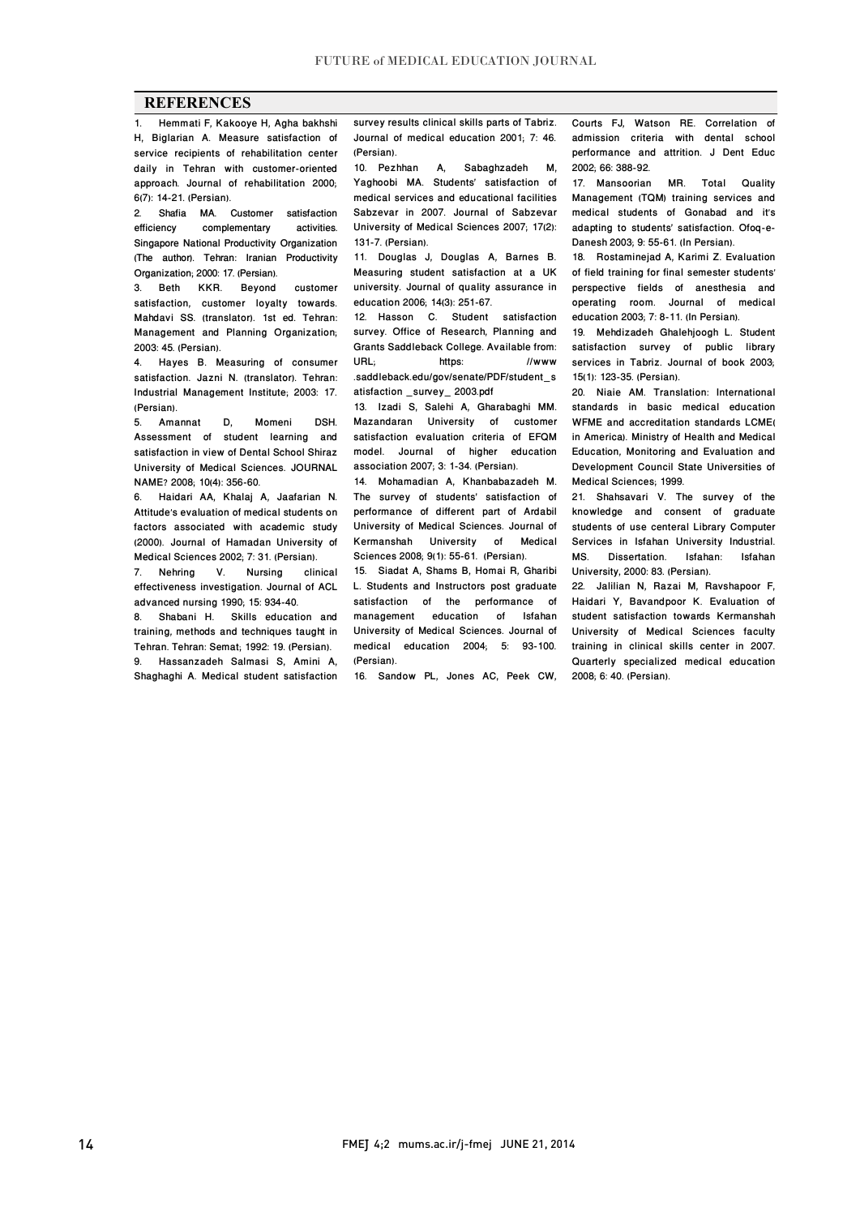## REFERENCES

1. Hemmati F, Kakooye H, Agha bakhshi H, Biglarian A. Measure satisfaction of service recipients of rehabilitation center daily in Tehran with customer-oriented approach. Journal of rehabilitation 2000; 6(7): 14-21. (Persian).
2. Shafia MA. Customer satisfaction efficiency complementary activities. Singapore National Productivity Organization (The author). Tehran: Iranian Productivity Organization; 2000: 17. (Persian).
3. Beth KKR. Beyond customer satisfaction, customer loyalty towards. Mahdavi SS. (translator). 1st ed. Tehran: Management and Planning Organization; 2003: 45. (Persian).
4. Hayes B. Measuring of consumer satisfaction. Jazni N. (translator). Tehran: Industrial Management Institute; 2003: 17. (Persian).
5. Amannat D, Momeni DSH. Assessment of student learning and satisfaction in view of Dental School Shiraz University of Medical Sciences. JOURNAL NAME? 2008; 10(4): 356-60.
6. Haidari AA, Khalaj A, Jaafarian N. Attitude's evaluation of medical students on factors associated with academic study (2000). Journal of Hamadan University of Medical Sciences 2002; 7: 31. (Persian).
7. Nehring V. Nursing clinical effectiveness investigation. Journal of ACL advanced nursing 1990; 15: 934-40.
8. Shabani H. Skills education and training, methods and techniques taught in Tehran. Tehran: Semat; 1992: 19. (Persian).
9. Hassanzadeh Salmasi S, Amini A, Shaghaghi A. Medical student satisfaction survey results clinical skills parts of Tabriz. Journal of medical education 2001; 7: 46. (Persian).
10. Pezhhan A, Sabaghzadeh M, Yaghoobi MA. Students' satisfaction of medical services and educational facilities Sabzevar in 2007. Journal of Sabzevar University of Medical Sciences 2007; 17(2): 131-7. (Persian).
11. Douglas J, Douglas A, Barnes B. Measuring student satisfaction at a UK university. Journal of quality assurance in education 2006; 14(3): 251-67.
12. Hasson C. Student satisfaction survey. Office of Research, Planning and Grants Saddleback College. Available from: URL; https: //www .saddleback.edu/gov/senate/PDF/student_s atisfaction _survey_ 2003.pdf
13. Izadi S, Salehi A, Gharabaghi MM. Mazandaran University of customer satisfaction evaluation criteria of EFQM model. Journal of higher education association 2007; 3: 1-34. (Persian).
14. Mohamadian A, Khanbabazadeh M. The survey of students' satisfaction of performance of different part of Ardabil University of Medical Sciences. Journal of Kermanshah University of Medical Sciences 2008; 9(1): 55-61. (Persian).
15. Siadat A, Shams B, Homai R, Gharibi L. Students and Instructors post graduate satisfaction of the performance of management education of Isfahan University of Medical Sciences. Journal of medical education 2004; 5: 93-100. (Persian).
16. Sandow PL, Jones AC, Peek CW, Courts FJ, Watson RE. Correlation of admission criteria with dental school performance and attrition. J Dent Educ 2002; 66: 388-92.
17. Mansoorian MR. Total Quality Management (TQM) training services and medical students of Gonabad and it's adapting to students' satisfaction. Ofoq-e-Danesh 2003; 9: 55-61. (In Persian).
18. Rostaminejad A, Karimi Z. Evaluation of field training for final semester students' perspective fields of anesthesia and operating room. Journal of medical education 2003; 7: 8-11. (In Persian).
19. Mehdizadeh Ghalehjoogh L. Student satisfaction survey of public library services in Tabriz. Journal of book 2003; 15(1): 123-35. (Persian).
20. Niaie AM. Translation: International standards in basic medical education WFME and accreditation standards LCME( in America). Ministry of Health and Medical Education, Monitoring and Evaluation and Development Council State Universities of Medical Sciences; 1999.
21. Shahsavari V. The survey of the knowledge and consent of graduate students of use centeral Library Computer Services in Isfahan University Industrial. MS. Dissertation. Isfahan: Isfahan University, 2000: 83. (Persian).
22. Jalilian N, Razai M, Ravshapoor F, Haidari Y, Bavandpoor K. Evaluation of student satisfaction towards Kermanshah University of Medical Sciences faculty training in clinical skills center in 2007. Quarterly specialized medical education 2008; 6: 40. (Persian).